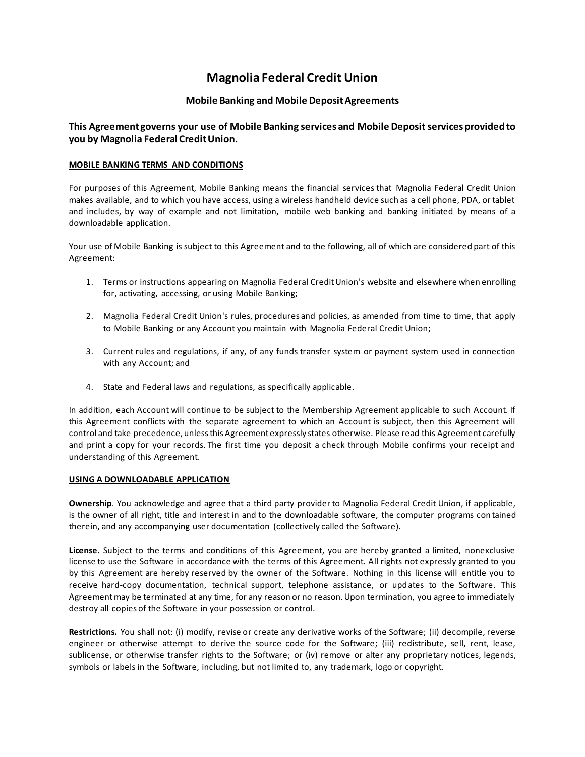# Magnolia Federal Credit Union

## Mobile Banking and Mobile Deposit Agreements

### This Agreement governs your use of Mobile Banking services and Mobile Deposit services provided to you by Magnolia Federal Credit Union.

**MOBILE BANKING TERMS AND CONDITIONS**

For purposes of this Agreement, Mobile Banking means the financial services that Magnolia Federal Credit Union makes available, and to which you have access, using a wireless handheld device such as a cell phone, PDA, or tablet and includes, by way of example and not limitation, mobile web banking and banking initiated by means of a downloadable application.

Your use of Mobile Banking is subject to this Agreement and to the following, all of which are considered part of this Agreement:

1. Terms or instructions appearing on Magnolia Federal Credit Union's website and elsewhere when enrolling for, activating, accessing, or using Mobile Banking;

2. Magnolia Federal Credit Union's rules, procedures and policies, as amended from time to time, that apply to Mobile Banking or any Account you maintain with Magnolia Federal Credit Union;

3. Current rules and regulations, if any, of any funds transfer system or payment system used in connection with any Account; and

4. State and Federal laws and regulations, as specifically applicable.

In addition, each Account will continue to be subject to the Membership Agreement applicable to such Account. If this Agreement conflicts with the separate agreement to which an Account is subject, then this Agreement will control and take precedence, unless this Agreement expressly states otherwise. Please read this Agreement carefully and print a copy for your records. The first time you deposit a check through Mobile confirms your receipt and understanding of this Agreement.

**USING A DOWNLOADABLE APPLICATION**

**Ownership**. You acknowledge and agree that a third party provider to Magnolia Federal Credit Union, if applicable, is the owner of all right, title and interest in and to the downloadable software, the computer programs contained therein, and any accompanying user documentation (collectively called the Software).

**License.** Subject to the terms and conditions of this Agreement, you are hereby granted a limited, nonexclusive license to use the Software in accordance with the terms of this Agreement. All rights not expressly granted to you by this Agreement are hereby reserved by the owner of the Software. Nothing in this license will entitle you to receive hard-copy documentation, technical support, telephone assistance, or updates to the Software. This Agreement may be terminated at any time, for any reason or no reason. Upon termination, you agree to immediately destroy all copies of the Software in your possession or control.

**Restrictions.** You shall not: (i) modify, revise or create any derivative works of the Software; (ii) decompile, reverse engineer or otherwise attempt to derive the source code for the Software; (iii) redistribute, sell, rent, lease, sublicense, or otherwise transfer rights to the Software; or (iv) remove or alter any proprietary notices, legends, symbols or labels in the Software, including, but not limited to, any trademark, logo or copyright.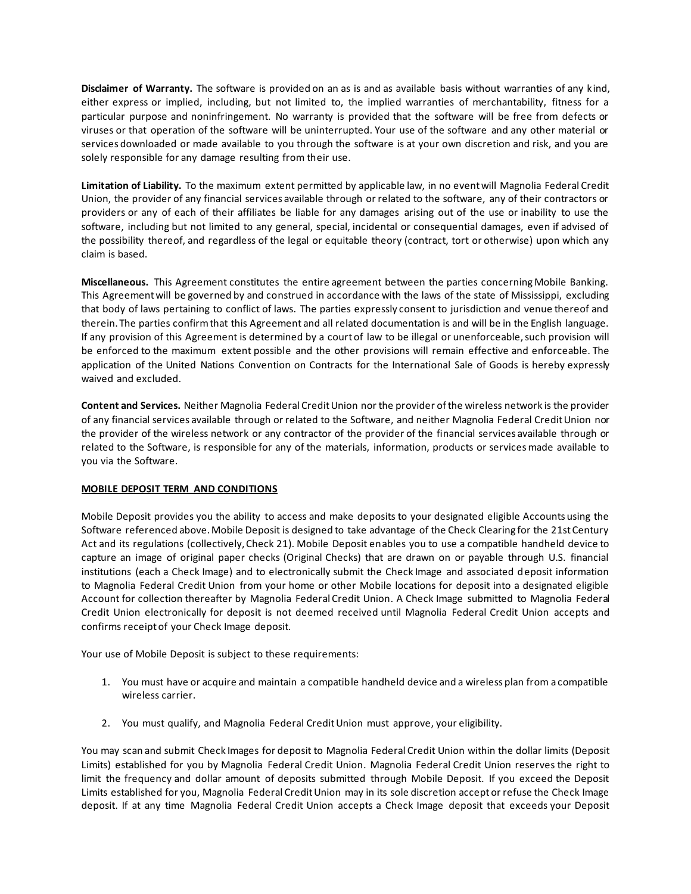**Disclaimer of Warranty.** The software is provided on an as is and as available basis without warranties of any kind, either express or implied, including, but not limited to, the implied warranties of merchantability, fitness for a particular purpose and noninfringement. No warranty is provided that the software will be free from defects or viruses or that operation of the software will be uninterrupted. Your use of the software and any other material or services downloaded or made available to you through the software is at your own discretion and risk, and you are solely responsible for any damage resulting from their use.

**Limitation of Liability.** To the maximum extent permitted by applicable law, in no event will Magnolia Federal Credit Union, the provider of any financial services available through or related to the software, any of their contractors or providers or any of each of their affiliates be liable for any damages arising out of the use or inability to use the software, including but not limited to any general, special, incidental or consequential damages, even if advised of the possibility thereof, and regardless of the legal or equitable theory (contract, tort or otherwise) upon which any claim is based.

**Miscellaneous.** This Agreement constitutes the entire agreement between the parties concerning Mobile Banking. This Agreement will be governed by and construed in accordance with the laws of the state of Mississippi, excluding that body of laws pertaining to conflict of laws. The parties expressly consent to jurisdiction and venue thereof and therein. The parties confirm that this Agreement and all related documentation is and will be in the English language. If any provision of this Agreement is determined by a court of law to be illegal or unenforceable, such provision will be enforced to the maximum extent possible and the other provisions will remain effective and enforceable. The application of the United Nations Convention on Contracts for the International Sale of Goods is hereby expressly waived and excluded.

**Content and Services.** Neither Magnolia Federal Credit Union nor the provider of the wireless network is the provider of any financial services available through or related to the Software, and neither Magnolia Federal Credit Union nor the provider of the wireless network or any contractor of the provider of the financial services available through or related to the Software, is responsible for any of the materials, information, products or services made available to you via the Software.

**MOBILE DEPOSIT TERM AND CONDITIONS**

Mobile Deposit provides you the ability to access and make deposits to your designated eligible Accounts using the Software referenced above. Mobile Deposit is designed to take advantage of the Check Clearing for the 21st Century Act and its regulations (collectively, Check 21). Mobile Deposit enables you to use a compatible handheld device to capture an image of original paper checks (Original Checks) that are drawn on or payable through U.S. financial institutions (each a Check Image) and to electronically submit the Check Image and associated deposit information to Magnolia Federal Credit Union from your home or other Mobile locations for deposit into a designated eligible Account for collection thereafter by Magnolia Federal Credit Union. A Check Image submitted to Magnolia Federal Credit Union electronically for deposit is not deemed received until Magnolia Federal Credit Union accepts and confirms receipt of your Check Image deposit.

Your use of Mobile Deposit is subject to these requirements:

1. You must have or acquire and maintain a compatible handheld device and a wireless plan from a compatible wireless carrier.

2. You must qualify, and Magnolia Federal Credit Union must approve, your eligibility.

You may scan and submit Check Images for deposit to Magnolia Federal Credit Union within the dollar limits (Deposit Limits) established for you by Magnolia Federal Credit Union. Magnolia Federal Credit Union reserves the right to limit the frequency and dollar amount of deposits submitted through Mobile Deposit. If you exceed the Deposit Limits established for you, Magnolia Federal Credit Union may in its sole discretion accept or refuse the Check Image deposit. If at any time Magnolia Federal Credit Union accepts a Check Image deposit that exceeds your Deposit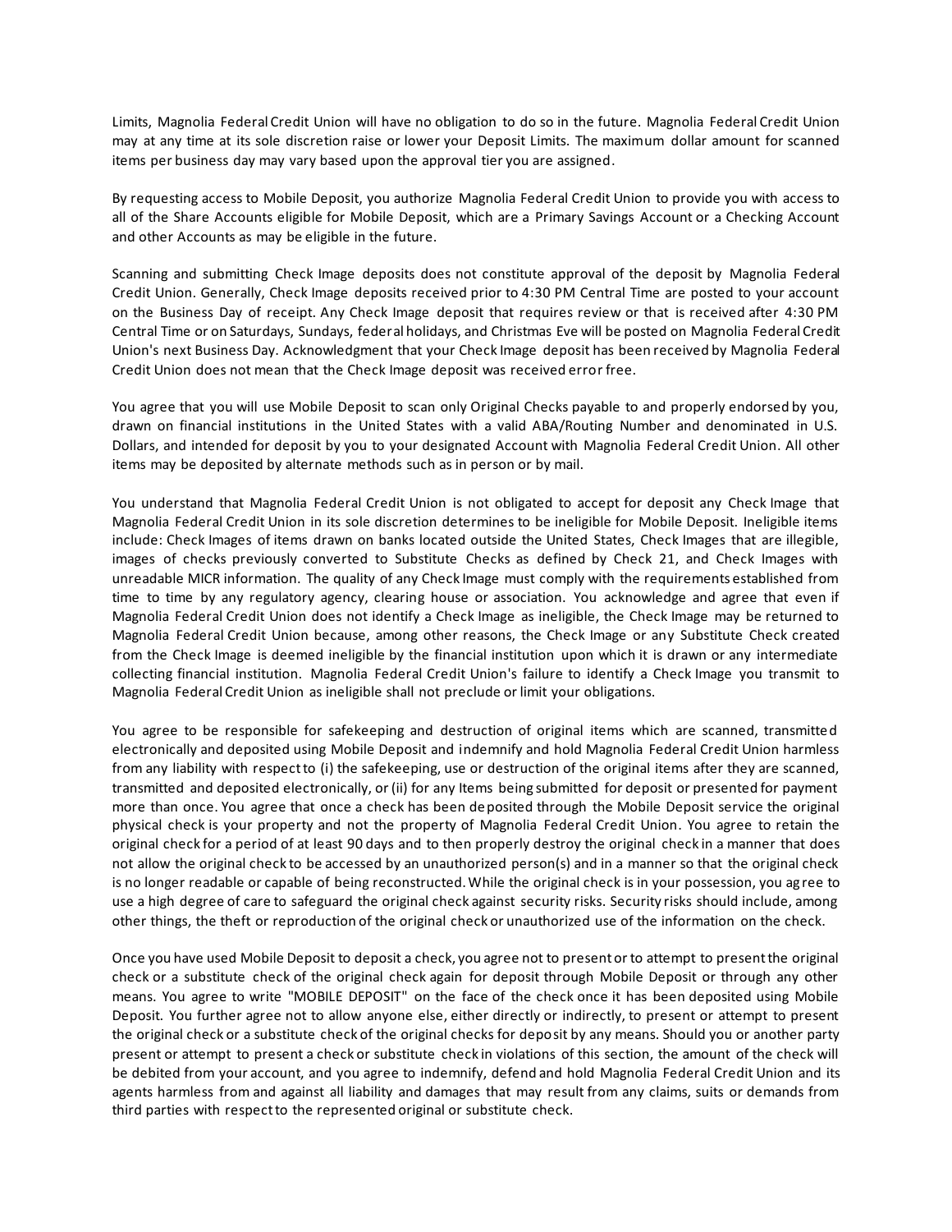Limits, Magnolia Federal Credit Union will have no obligation to do so in the future. Magnolia Federal Credit Union may at any time at its sole discretion raise or lower your Deposit Limits. The maximum dollar amount for scanned items per business day may vary based upon the approval tier you are assigned.

By requesting access to Mobile Deposit, you authorize Magnolia Federal Credit Union to provide you with access to all of the Share Accounts eligible for Mobile Deposit, which are a Primary Savings Account or a Checking Account and other Accounts as may be eligible in the future.

Scanning and submitting Check Image deposits does not constitute approval of the deposit by Magnolia Federal Credit Union. Generally, Check Image deposits received prior to 4:30 PM Central Time are posted to your account on the Business Day of receipt. Any Check Image deposit that requires review or that is received after 4:30 PM Central Time or on Saturdays, Sundays, federal holidays, and Christmas Eve will be posted on Magnolia Federal Credit Union's next Business Day. Acknowledgment that your Check Image deposit has been received by Magnolia Federal Credit Union does not mean that the Check Image deposit was received error free.

You agree that you will use Mobile Deposit to scan only Original Checks payable to and properly endorsed by you, drawn on financial institutions in the United States with a valid ABA/Routing Number and denominated in U.S. Dollars, and intended for deposit by you to your designated Account with Magnolia Federal Credit Union. All other items may be deposited by alternate methods such as in person or by mail.

You understand that Magnolia Federal Credit Union is not obligated to accept for deposit any Check Image that Magnolia Federal Credit Union in its sole discretion determines to be ineligible for Mobile Deposit. Ineligible items include: Check Images of items drawn on banks located outside the United States, Check Images that are illegible, images of checks previously converted to Substitute Checks as defined by Check 21, and Check Images with unreadable MICR information. The quality of any Check Image must comply with the requirements established from time to time by any regulatory agency, clearing house or association. You acknowledge and agree that even if Magnolia Federal Credit Union does not identify a Check Image as ineligible, the Check Image may be returned to Magnolia Federal Credit Union because, among other reasons, the Check Image or any Substitute Check created from the Check Image is deemed ineligible by the financial institution upon which it is drawn or any intermediate collecting financial institution. Magnolia Federal Credit Union's failure to identify a Check Image you transmit to Magnolia Federal Credit Union as ineligible shall not preclude or limit your obligations.

You agree to be responsible for safekeeping and destruction of original items which are scanned, transmitted electronically and deposited using Mobile Deposit and indemnify and hold Magnolia Federal Credit Union harmless from any liability with respect to (i) the safekeeping, use or destruction of the original items after they are scanned, transmitted and deposited electronically, or (ii) for any Items being submitted for deposit or presented for payment more than once. You agree that once a check has been deposited through the Mobile Deposit service the original physical check is your property and not the property of Magnolia Federal Credit Union. You agree to retain the original check for a period of at least 90 days and to then properly destroy the original check in a manner that does not allow the original check to be accessed by an unauthorized person(s) and in a manner so that the original check is no longer readable or capable of being reconstructed. While the original check is in your possession, you agree to use a high degree of care to safeguard the original check against security risks. Security risks should include, among other things, the theft or reproduction of the original check or unauthorized use of the information on the check.

Once you have used Mobile Deposit to deposit a check, you agree not to present or to attempt to present the original check or a substitute check of the original check again for deposit through Mobile Deposit or through any other means. You agree to write "MOBILE DEPOSIT" on the face of the check once it has been deposited using Mobile Deposit. You further agree not to allow anyone else, either directly or indirectly, to present or attempt to present the original check or a substitute check of the original checks for deposit by any means. Should you or another party present or attempt to present a check or substitute check in violations of this section, the amount of the check will be debited from your account, and you agree to indemnify, defend and hold Magnolia Federal Credit Union and its agents harmless from and against all liability and damages that may result from any claims, suits or demands from third parties with respect to the represented original or substitute check.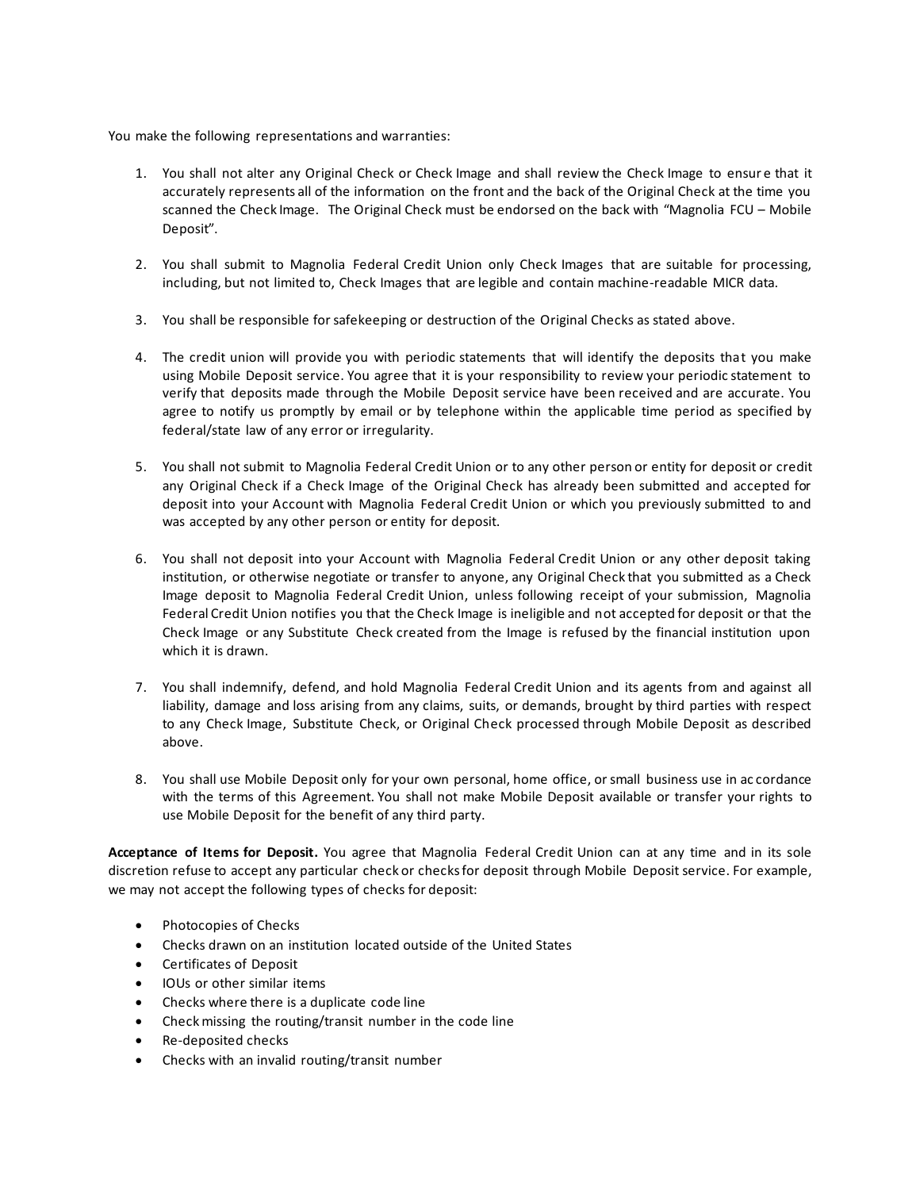You make the following representations and warranties:

1. You shall not alter any Original Check or Check Image and shall review the Check Image to ensure that it accurately represents all of the information on the front and the back of the Original Check at the time you scanned the Check Image. The Original Check must be endorsed on the back with "Magnolia FCU – Mobile Deposit".

2. You shall submit to Magnolia Federal Credit Union only Check Images that are suitable for processing, including, but not limited to, Check Images that are legible and contain machine-readable MICR data.

3. You shall be responsible for safekeeping or destruction of the Original Checks as stated above.

4. The credit union will provide you with periodic statements that will identify the deposits that you make using Mobile Deposit service. You agree that it is your responsibility to review your periodic statement to verify that deposits made through the Mobile Deposit service have been received and are accurate. You agree to notify us promptly by email or by telephone within the applicable time period as specified by federal/state law of any error or irregularity.

5. You shall not submit to Magnolia Federal Credit Union or to any other person or entity for deposit or credit any Original Check if a Check Image of the Original Check has already been submitted and accepted for deposit into your Account with Magnolia Federal Credit Union or which you previously submitted to and was accepted by any other person or entity for deposit.

6. You shall not deposit into your Account with Magnolia Federal Credit Union or any other deposit taking institution, or otherwise negotiate or transfer to anyone, any Original Check that you submitted as a Check Image deposit to Magnolia Federal Credit Union, unless following receipt of your submission, Magnolia Federal Credit Union notifies you that the Check Image is ineligible and not accepted for deposit or that the Check Image or any Substitute Check created from the Image is refused by the financial institution upon which it is drawn.

7. You shall indemnify, defend, and hold Magnolia Federal Credit Union and its agents from and against all liability, damage and loss arising from any claims, suits, or demands, brought by third parties with respect to any Check Image, Substitute Check, or Original Check processed through Mobile Deposit as described above.

8. You shall use Mobile Deposit only for your own personal, home office, or small business use in accordance with the terms of this Agreement. You shall not make Mobile Deposit available or transfer your rights to use Mobile Deposit for the benefit of any third party.

**Acceptance of Items for Deposit.** You agree that Magnolia Federal Credit Union can at any time and in its sole discretion refuse to accept any particular check or checks for deposit through Mobile Deposit service. For example, we may not accept the following types of checks for deposit:

- Photocopies of Checks
- Checks drawn on an institution located outside of the United States
- Certificates of Deposit
- IOUs or other similar items
- Checks where there is a duplicate code line
- Check missing the routing/transit number in the code line
- Re-deposited checks
- Checks with an invalid routing/transit number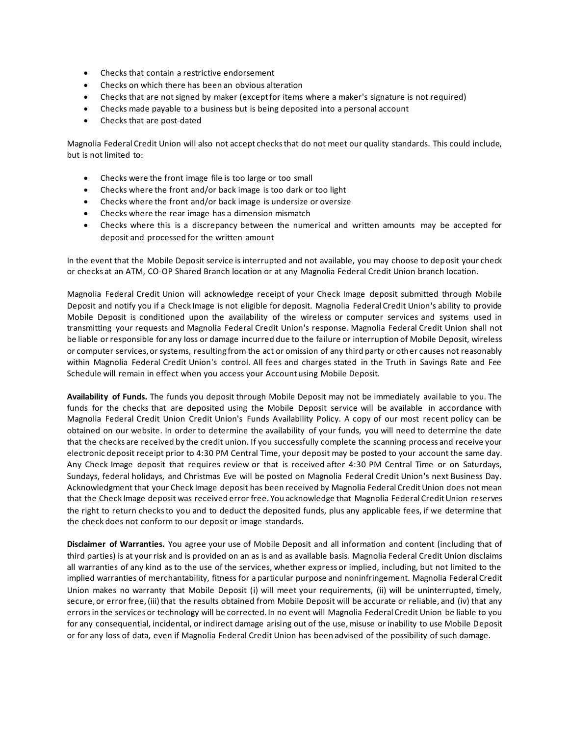- Checks that contain a restrictive endorsement
- Checks on which there has been an obvious alteration
- Checks that are not signed by maker (except for items where a maker's signature is not required)
- Checks made payable to a business but is being deposited into a personal account
- Checks that are post-dated

Magnolia Federal Credit Union will also not accept checks that do not meet our quality standards. This could include, but is not limited to:

- Checks were the front image file is too large or too small
- Checks where the front and/or back image is too dark or too light
- Checks where the front and/or back image is undersize or oversize
- Checks where the rear image has a dimension mismatch
- Checks where this is a discrepancy between the numerical and written amounts may be accepted for deposit and processed for the written amount

In the event that the Mobile Deposit service is interrupted and not available, you may choose to deposit your check or checks at an ATM, CO-OP Shared Branch location or at any Magnolia Federal Credit Union branch location.

Magnolia Federal Credit Union will acknowledge receipt of your Check Image deposit submitted through Mobile Deposit and notify you if a Check Image is not eligible for deposit. Magnolia Federal Credit Union's ability to provide Mobile Deposit is conditioned upon the availability of the wireless or computer services and systems used in transmitting your requests and Magnolia Federal Credit Union's response. Magnolia Federal Credit Union shall not be liable or responsible for any loss or damage incurred due to the failure or interruption of Mobile Deposit, wireless or computer services, or systems, resulting from the act or omission of any third party or other causes not reasonably within Magnolia Federal Credit Union's control. All fees and charges stated in the Truth in Savings Rate and Fee Schedule will remain in effect when you access your Account using Mobile Deposit.

**Availability of Funds.** The funds you deposit through Mobile Deposit may not be immediately available to you. The funds for the checks that are deposited using the Mobile Deposit service will be available in accordance with Magnolia Federal Credit Union Credit Union's Funds Availability Policy. A copy of our most recent policy can be obtained on our website. In order to determine the availability of your funds, you will need to determine the date that the checks are received by the credit union. If you successfully complete the scanning process and receive your electronic deposit receipt prior to 4:30 PM Central Time, your deposit may be posted to your account the same day. Any Check Image deposit that requires review or that is received after 4:30 PM Central Time or on Saturdays, Sundays, federal holidays, and Christmas Eve will be posted on Magnolia Federal Credit Union's next Business Day. Acknowledgment that your Check Image deposit has been received by Magnolia Federal Credit Union does not mean that the Check Image deposit was received error free. You acknowledge that Magnolia Federal Credit Union reserves the right to return checks to you and to deduct the deposited funds, plus any applicable fees, if we determine that the check does not conform to our deposit or image standards.

**Disclaimer of Warranties.** You agree your use of Mobile Deposit and all information and content (including that of third parties) is at your risk and is provided on an as is and as available basis. Magnolia Federal Credit Union disclaims all warranties of any kind as to the use of the services, whether express or implied, including, but not limited to the implied warranties of merchantability, fitness for a particular purpose and noninfringement. Magnolia Federal Credit Union makes no warranty that Mobile Deposit (i) will meet your requirements, (ii) will be uninterrupted, timely, secure, or error free, (iii) that the results obtained from Mobile Deposit will be accurate or reliable, and (iv) that any errors in the services or technology will be corrected. In no event will Magnolia Federal Credit Union be liable to you for any consequential, incidental, or indirect damage arising out of the use, misuse or inability to use Mobile Deposit or for any loss of data, even if Magnolia Federal Credit Union has been advised of the possibility of such damage.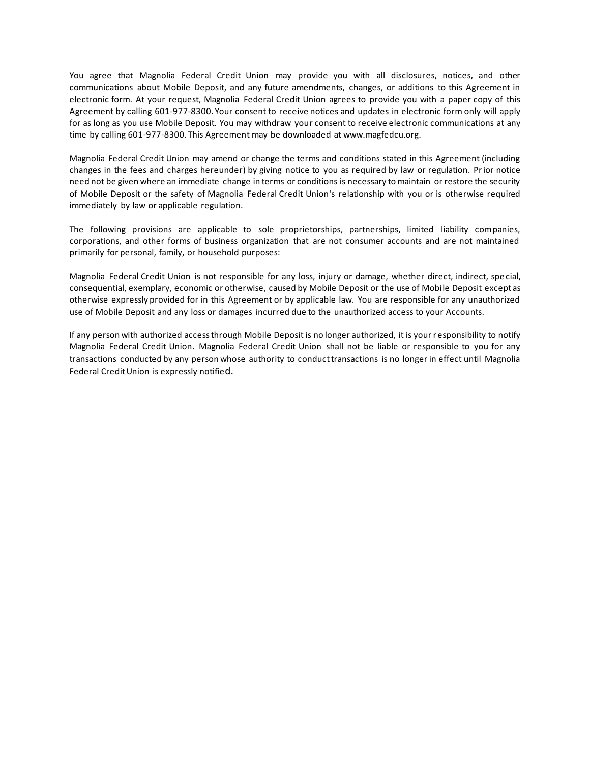You agree that Magnolia Federal Credit Union may provide you with all disclosures, notices, and other communications about Mobile Deposit, and any future amendments, changes, or additions to this Agreement in electronic form. At your request, Magnolia Federal Credit Union agrees to provide you with a paper copy of this Agreement by calling 601-977-8300. Your consent to receive notices and updates in electronic form only will apply for as long as you use Mobile Deposit. You may withdraw your consent to receive electronic communications at any time by calling 601-977-8300. This Agreement may be downloaded at www.magfedcu.org.

Magnolia Federal Credit Union may amend or change the terms and conditions stated in this Agreement (including changes in the fees and charges hereunder) by giving notice to you as required by law or regulation. Prior notice need not be given where an immediate change in terms or conditions is necessary to maintain or restore the security of Mobile Deposit or the safety of Magnolia Federal Credit Union's relationship with you or is otherwise required immediately by law or applicable regulation.

The following provisions are applicable to sole proprietorships, partnerships, limited liability companies, corporations, and other forms of business organization that are not consumer accounts and are not maintained primarily for personal, family, or household purposes:

Magnolia Federal Credit Union is not responsible for any loss, injury or damage, whether direct, indirect, special, consequential, exemplary, economic or otherwise, caused by Mobile Deposit or the use of Mobile Deposit except as otherwise expressly provided for in this Agreement or by applicable law. You are responsible for any unauthorized use of Mobile Deposit and any loss or damages incurred due to the unauthorized access to your Accounts.

If any person with authorized access through Mobile Deposit is no longer authorized, it is your responsibility to notify Magnolia Federal Credit Union. Magnolia Federal Credit Union shall not be liable or responsible to you for any transactions conducted by any person whose authority to conduct transactions is no longer in effect until Magnolia Federal Credit Union is expressly notified.